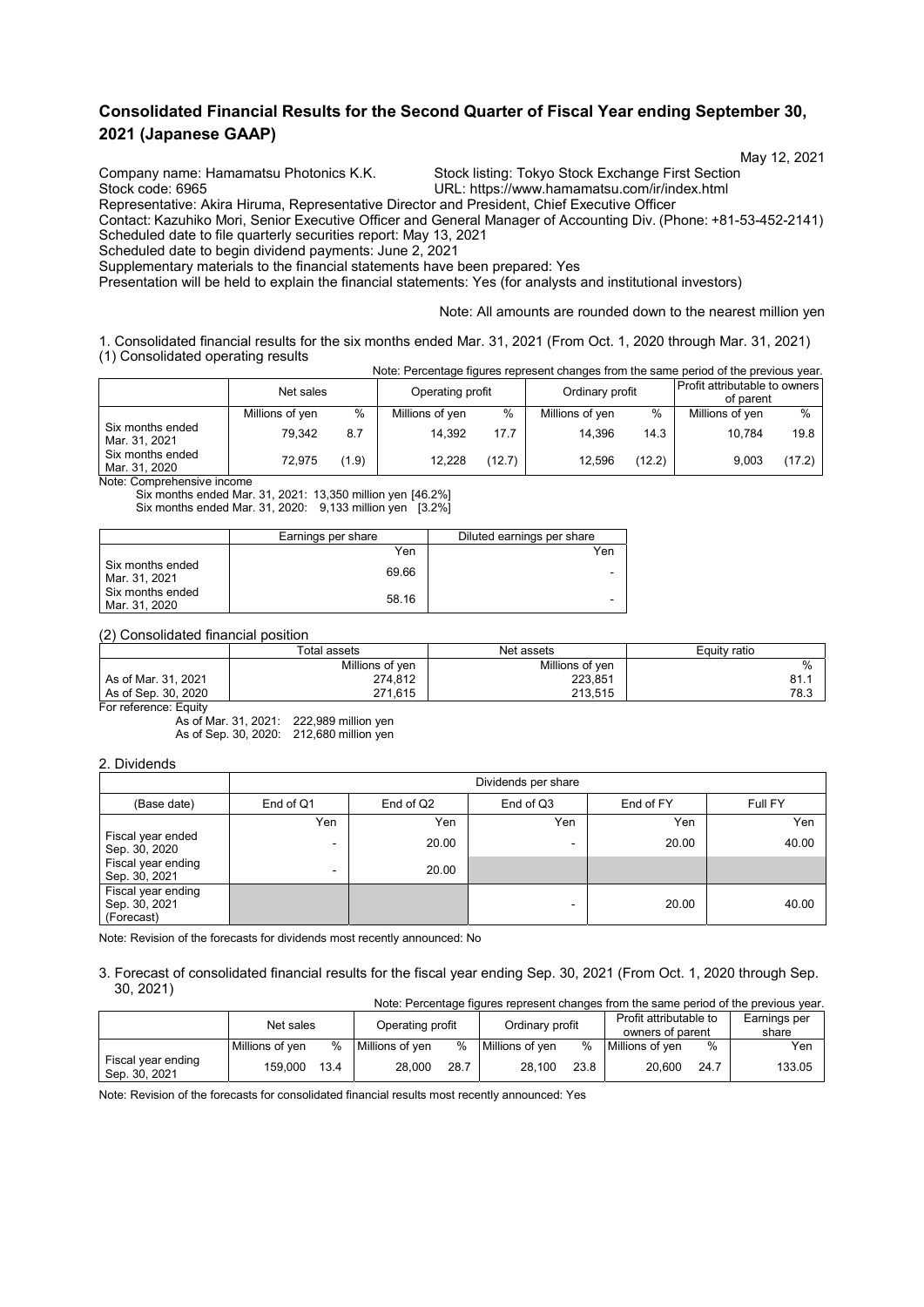# Consolidated Financial Results for the Second Quarter of Fiscal Year ending September 30, 2021 (Japanese GAAP)

May 12, 2021

Company name: Hamamatsu Photonics K.K.　　Stock listing: Tokyo Stock Exchange First Section
Stock code: 6965　　URL: https://www.hamamatsu.com/ir/index.html
Representative: Akira Hiruma, Representative Director and President, Chief Executive Officer
Contact: Kazuhiko Mori, Senior Executive Officer and General Manager of Accounting Div. (Phone: +81-53-452-2141)
Scheduled date to file quarterly securities report: May 13, 2021
Scheduled date to begin dividend payments: June 2, 2021
Supplementary materials to the financial statements have been prepared: Yes
Presentation will be held to explain the financial statements: Yes (for analysts and institutional investors)

Note: All amounts are rounded down to the nearest million yen

1. Consolidated financial results for the six months ended Mar. 31, 2021 (From Oct. 1, 2020 through Mar. 31, 2021)
(1) Consolidated operating results

Note: Percentage figures represent changes from the same period of the previous year.

| | Net sales | | Operating profit | | Ordinary profit | | Profit attributable to owners of parent | |
|---|---|---|---|---|---|---|---|---|
| | Millions of yen | % | Millions of yen | % | Millions of yen | % | Millions of yen | % |
| Six months ended Mar. 31, 2021 | 79,342 | 8.7 | 14,392 | 17.7 | 14,396 | 14.3 | 10,784 | 19.8 |
| Six months ended Mar. 31, 2020 | 72,975 | (1.9) | 12,228 | (12.7) | 12,596 | (12.2) | 9,003 | (17.2) |

Note: Comprehensive income
Six months ended Mar. 31, 2021: 13,350 million yen [46.2%]
Six months ended Mar. 31, 2020: 9,133 million yen [3.2%]

| | Earnings per share | Diluted earnings per share |
|---|---|---|
| | Yen | Yen |
| Six months ended Mar. 31, 2021 | 69.66 | - |
| Six months ended Mar. 31, 2020 | 58.16 | - |

(2) Consolidated financial position

| | Total assets | Net assets | Equity ratio |
|---|---|---|---|
| | Millions of yen | Millions of yen | % |
| As of Mar. 31, 2021 | 274,812 | 223,851 | 81.1 |
| As of Sep. 30, 2020 | 271,615 | 213,515 | 78.3 |

For reference: Equity
As of Mar. 31, 2021: 222,989 million yen
As of Sep. 30, 2020: 212,680 million yen

2. Dividends

| | Dividends per share | | | | |
|---|---|---|---|---|---|
| (Base date) | End of Q1 | End of Q2 | End of Q3 | End of FY | Full FY |
| | Yen | Yen | Yen | Yen | Yen |
| Fiscal year ended Sep. 30, 2020 | - | 20.00 | - | 20.00 | 40.00 |
| Fiscal year ending Sep. 30, 2021 | - | 20.00 | | | |
| Fiscal year ending Sep. 30, 2021 (Forecast) | | | - | 20.00 | 40.00 |

Note: Revision of the forecasts for dividends most recently announced: No

3. Forecast of consolidated financial results for the fiscal year ending Sep. 30, 2021 (From Oct. 1, 2020 through Sep. 30, 2021)

Note: Percentage figures represent changes from the same period of the previous year.

| | Net sales | | Operating profit | | Ordinary profit | | Profit attributable to owners of parent | | Earnings per share |
|---|---|---|---|---|---|---|---|---|---|
| | Millions of yen | % | Millions of yen | % | Millions of yen | % | Millions of yen | % | Yen |
| Fiscal year ending Sep. 30, 2021 | 159,000 | 13.4 | 28,000 | 28.7 | 28,100 | 23.8 | 20,600 | 24.7 | 133.05 |

Note: Revision of the forecasts for consolidated financial results most recently announced: Yes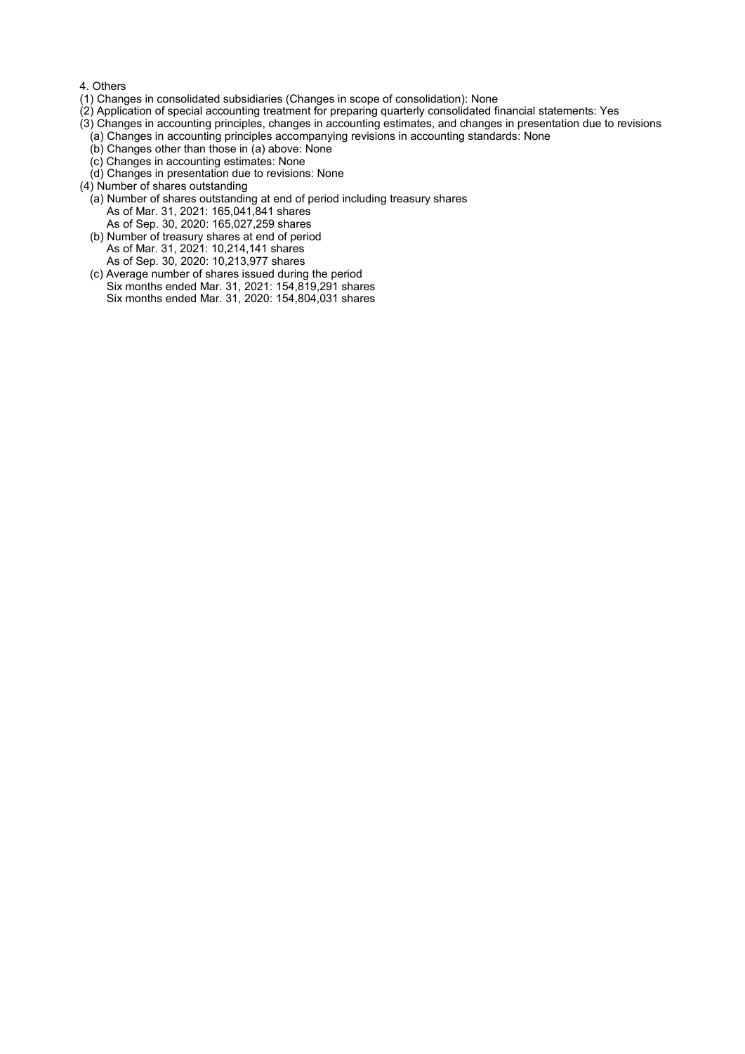4. Others

(1) Changes in consolidated subsidiaries (Changes in scope of consolidation): None

(2) Application of special accounting treatment for preparing quarterly consolidated financial statements: Yes

(3) Changes in accounting principles, changes in accounting estimates, and changes in presentation due to revisions

- (a) Changes in accounting principles accompanying revisions in accounting standards: None
- (b) Changes other than those in (a) above: None
- (c) Changes in accounting estimates: None
- (d) Changes in presentation due to revisions: None

(4) Number of shares outstanding

- (a) Number of shares outstanding at end of period including treasury shares
  - As of Mar. 31, 2021: 165,041,841 shares
  - As of Sep. 30, 2020: 165,027,259 shares
- (b) Number of treasury shares at end of period
  - As of Mar. 31, 2021: 10,214,141 shares
  - As of Sep. 30, 2020: 10,213,977 shares
- (c) Average number of shares issued during the period
  - Six months ended Mar. 31, 2021: 154,819,291 shares
  - Six months ended Mar. 31, 2020: 154,804,031 shares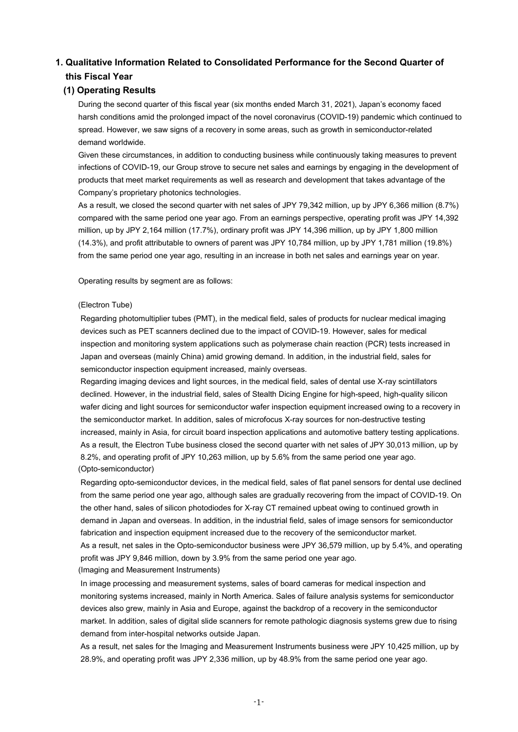## 1. Qualitative Information Related to Consolidated Performance for the Second Quarter of this Fiscal Year

### (1) Operating Results

During the second quarter of this fiscal year (six months ended March 31, 2021), Japan's economy faced harsh conditions amid the prolonged impact of the novel coronavirus (COVID-19) pandemic which continued to spread. However, we saw signs of a recovery in some areas, such as growth in semiconductor-related demand worldwide.

Given these circumstances, in addition to conducting business while continuously taking measures to prevent infections of COVID-19, our Group strove to secure net sales and earnings by engaging in the development of products that meet market requirements as well as research and development that takes advantage of the Company's proprietary photonics technologies.

As a result, we closed the second quarter with net sales of JPY 79,342 million, up by JPY 6,366 million (8.7%) compared with the same period one year ago. From an earnings perspective, operating profit was JPY 14,392 million, up by JPY 2,164 million (17.7%), ordinary profit was JPY 14,396 million, up by JPY 1,800 million (14.3%), and profit attributable to owners of parent was JPY 10,784 million, up by JPY 1,781 million (19.8%) from the same period one year ago, resulting in an increase in both net sales and earnings year on year.

Operating results by segment are as follows:

(Electron Tube)

Regarding photomultiplier tubes (PMT), in the medical field, sales of products for nuclear medical imaging devices such as PET scanners declined due to the impact of COVID-19. However, sales for medical inspection and monitoring system applications such as polymerase chain reaction (PCR) tests increased in Japan and overseas (mainly China) amid growing demand. In addition, in the industrial field, sales for semiconductor inspection equipment increased, mainly overseas.

Regarding imaging devices and light sources, in the medical field, sales of dental use X-ray scintillators declined. However, in the industrial field, sales of Stealth Dicing Engine for high-speed, high-quality silicon wafer dicing and light sources for semiconductor wafer inspection equipment increased owing to a recovery in the semiconductor market. In addition, sales of microfocus X-ray sources for non-destructive testing increased, mainly in Asia, for circuit board inspection applications and automotive battery testing applications.

As a result, the Electron Tube business closed the second quarter with net sales of JPY 30,013 million, up by 8.2%, and operating profit of JPY 10,263 million, up by 5.6% from the same period one year ago.

(Opto-semiconductor)

Regarding opto-semiconductor devices, in the medical field, sales of flat panel sensors for dental use declined from the same period one year ago, although sales are gradually recovering from the impact of COVID-19. On the other hand, sales of silicon photodiodes for X-ray CT remained upbeat owing to continued growth in demand in Japan and overseas. In addition, in the industrial field, sales of image sensors for semiconductor fabrication and inspection equipment increased due to the recovery of the semiconductor market.

As a result, net sales in the Opto-semiconductor business were JPY 36,579 million, up by 5.4%, and operating profit was JPY 9,846 million, down by 3.9% from the same period one year ago.

(Imaging and Measurement Instruments)

In image processing and measurement systems, sales of board cameras for medical inspection and monitoring systems increased, mainly in North America. Sales of failure analysis systems for semiconductor devices also grew, mainly in Asia and Europe, against the backdrop of a recovery in the semiconductor market. In addition, sales of digital slide scanners for remote pathologic diagnosis systems grew due to rising demand from inter-hospital networks outside Japan.

As a result, net sales for the Imaging and Measurement Instruments business were JPY 10,425 million, up by 28.9%, and operating profit was JPY 2,336 million, up by 48.9% from the same period one year ago.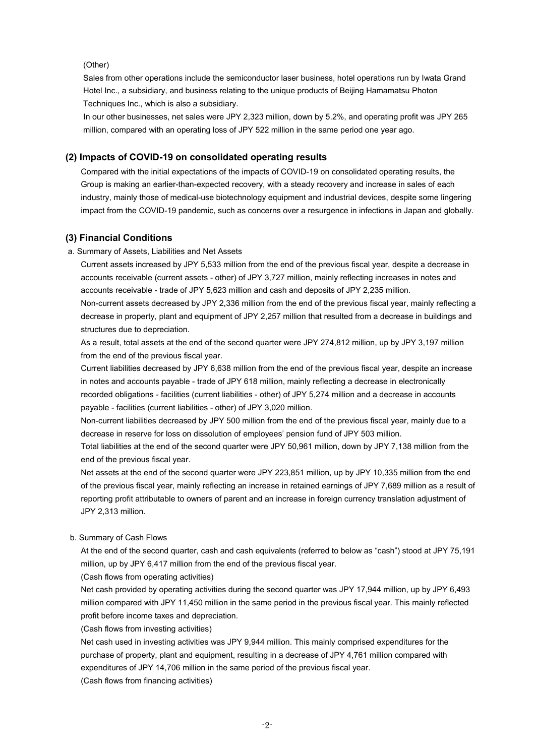(Other)

Sales from other operations include the semiconductor laser business, hotel operations run by Iwata Grand Hotel Inc., a subsidiary, and business relating to the unique products of Beijing Hamamatsu Photon Techniques Inc., which is also a subsidiary.

In our other businesses, net sales were JPY 2,323 million, down by 5.2%, and operating profit was JPY 265 million, compared with an operating loss of JPY 522 million in the same period one year ago.

### (2) Impacts of COVID-19 on consolidated operating results

Compared with the initial expectations of the impacts of COVID-19 on consolidated operating results, the Group is making an earlier-than-expected recovery, with a steady recovery and increase in sales of each industry, mainly those of medical-use biotechnology equipment and industrial devices, despite some lingering impact from the COVID-19 pandemic, such as concerns over a resurgence in infections in Japan and globally.

### (3) Financial Conditions

a. Summary of Assets, Liabilities and Net Assets

Current assets increased by JPY 5,533 million from the end of the previous fiscal year, despite a decrease in accounts receivable (current assets - other) of JPY 3,727 million, mainly reflecting increases in notes and accounts receivable - trade of JPY 5,623 million and cash and deposits of JPY 2,235 million.

Non-current assets decreased by JPY 2,336 million from the end of the previous fiscal year, mainly reflecting a decrease in property, plant and equipment of JPY 2,257 million that resulted from a decrease in buildings and structures due to depreciation.

As a result, total assets at the end of the second quarter were JPY 274,812 million, up by JPY 3,197 million from the end of the previous fiscal year.

Current liabilities decreased by JPY 6,638 million from the end of the previous fiscal year, despite an increase in notes and accounts payable - trade of JPY 618 million, mainly reflecting a decrease in electronically recorded obligations - facilities (current liabilities - other) of JPY 5,274 million and a decrease in accounts payable - facilities (current liabilities - other) of JPY 3,020 million.

Non-current liabilities decreased by JPY 500 million from the end of the previous fiscal year, mainly due to a decrease in reserve for loss on dissolution of employees' pension fund of JPY 503 million.

Total liabilities at the end of the second quarter were JPY 50,961 million, down by JPY 7,138 million from the end of the previous fiscal year.

Net assets at the end of the second quarter were JPY 223,851 million, up by JPY 10,335 million from the end of the previous fiscal year, mainly reflecting an increase in retained earnings of JPY 7,689 million as a result of reporting profit attributable to owners of parent and an increase in foreign currency translation adjustment of JPY 2,313 million.

b. Summary of Cash Flows

At the end of the second quarter, cash and cash equivalents (referred to below as "cash") stood at JPY 75,191 million, up by JPY 6,417 million from the end of the previous fiscal year.

(Cash flows from operating activities)

Net cash provided by operating activities during the second quarter was JPY 17,944 million, up by JPY 6,493 million compared with JPY 11,450 million in the same period in the previous fiscal year. This mainly reflected profit before income taxes and depreciation.

(Cash flows from investing activities)

Net cash used in investing activities was JPY 9,944 million. This mainly comprised expenditures for the purchase of property, plant and equipment, resulting in a decrease of JPY 4,761 million compared with expenditures of JPY 14,706 million in the same period of the previous fiscal year.

(Cash flows from financing activities)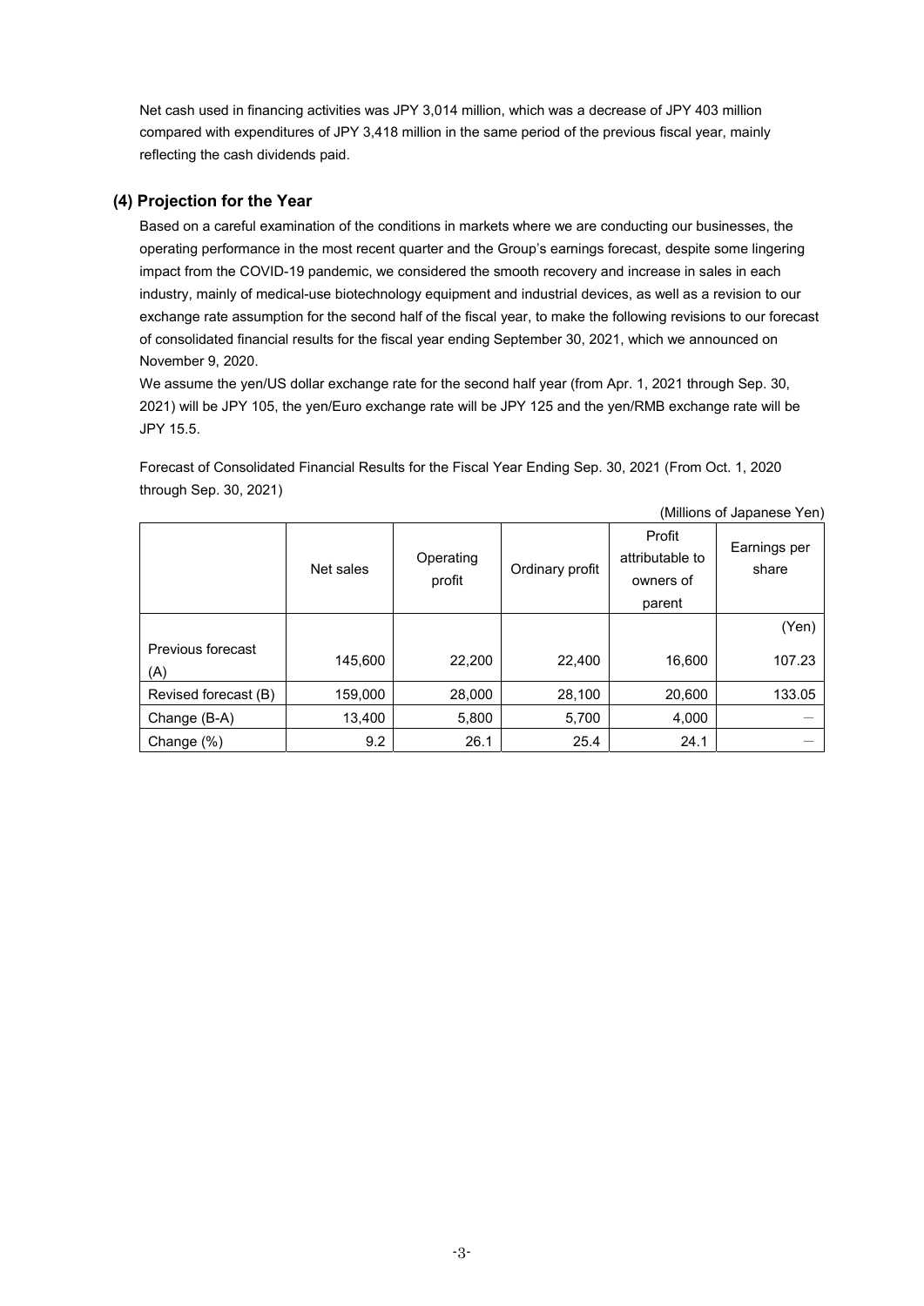Net cash used in financing activities was JPY 3,014 million, which was a decrease of JPY 403 million compared with expenditures of JPY 3,418 million in the same period of the previous fiscal year, mainly reflecting the cash dividends paid.

### (4) Projection for the Year

Based on a careful examination of the conditions in markets where we are conducting our businesses, the operating performance in the most recent quarter and the Group's earnings forecast, despite some lingering impact from the COVID-19 pandemic, we considered the smooth recovery and increase in sales in each industry, mainly of medical-use biotechnology equipment and industrial devices, as well as a revision to our exchange rate assumption for the second half of the fiscal year, to make the following revisions to our forecast of consolidated financial results for the fiscal year ending September 30, 2021, which we announced on November 9, 2020.

We assume the yen/US dollar exchange rate for the second half year (from Apr. 1, 2021 through Sep. 30, 2021) will be JPY 105, the yen/Euro exchange rate will be JPY 125 and the yen/RMB exchange rate will be JPY 15.5.

Forecast of Consolidated Financial Results for the Fiscal Year Ending Sep. 30, 2021 (From Oct. 1, 2020 through Sep. 30, 2021)

(Millions of Japanese Yen)

| | Net sales | Operating profit | Ordinary profit | Profit attributable to owners of parent | Earnings per share |
|---|---|---|---|---|---|
| | | | | | (Yen) |
| Previous forecast (A) | 145,600 | 22,200 | 22,400 | 16,600 | 107.23 |
| Revised forecast (B) | 159,000 | 28,000 | 28,100 | 20,600 | 133.05 |
| Change (B-A) | 13,400 | 5,800 | 5,700 | 4,000 | ― |
| Change (%) | 9.2 | 26.1 | 25.4 | 24.1 | ― |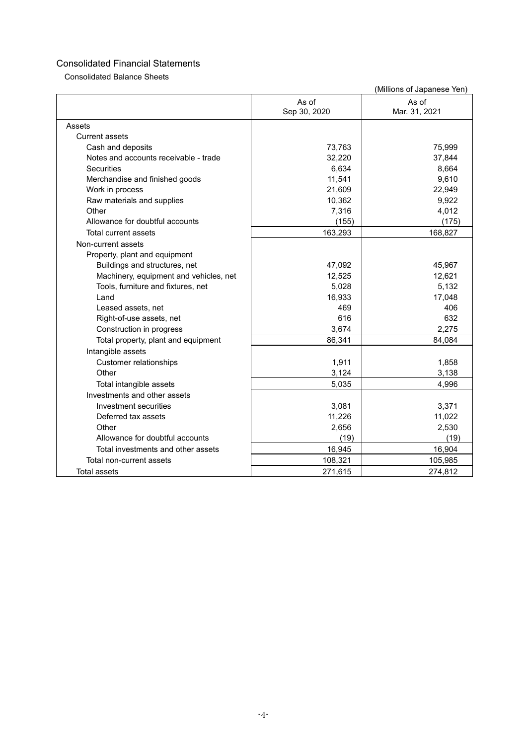# Consolidated Financial Statements

## Consolidated Balance Sheets

(Millions of Japanese Yen)

| | As of Sep 30, 2020 | As of Mar. 31, 2021 |
|---|---|---|
| Assets | | |
| Current assets | | |
| Cash and deposits | 73,763 | 75,999 |
| Notes and accounts receivable - trade | 32,220 | 37,844 |
| Securities | 6,634 | 8,664 |
| Merchandise and finished goods | 11,541 | 9,610 |
| Work in process | 21,609 | 22,949 |
| Raw materials and supplies | 10,362 | 9,922 |
| Other | 7,316 | 4,012 |
| Allowance for doubtful accounts | (155) | (175) |
| Total current assets | 163,293 | 168,827 |
| Non-current assets | | |
| Property, plant and equipment | | |
| Buildings and structures, net | 47,092 | 45,967 |
| Machinery, equipment and vehicles, net | 12,525 | 12,621 |
| Tools, furniture and fixtures, net | 5,028 | 5,132 |
| Land | 16,933 | 17,048 |
| Leased assets, net | 469 | 406 |
| Right-of-use assets, net | 616 | 632 |
| Construction in progress | 3,674 | 2,275 |
| Total property, plant and equipment | 86,341 | 84,084 |
| Intangible assets | | |
| Customer relationships | 1,911 | 1,858 |
| Other | 3,124 | 3,138 |
| Total intangible assets | 5,035 | 4,996 |
| Investments and other assets | | |
| Investment securities | 3,081 | 3,371 |
| Deferred tax assets | 11,226 | 11,022 |
| Other | 2,656 | 2,530 |
| Allowance for doubtful accounts | (19) | (19) |
| Total investments and other assets | 16,945 | 16,904 |
| Total non-current assets | 108,321 | 105,985 |
| Total assets | 271,615 | 274,812 |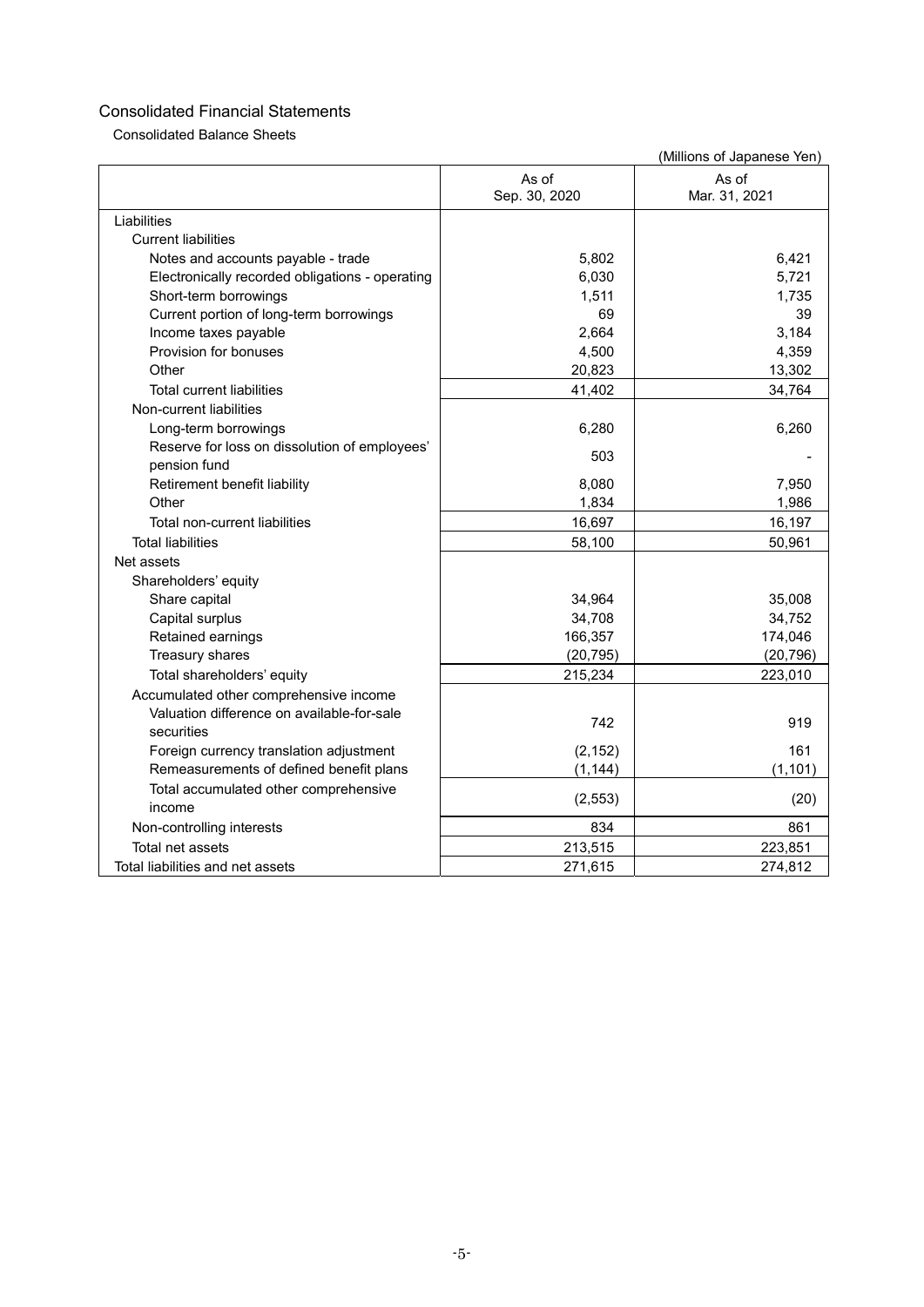# Consolidated Financial Statements

## Consolidated Balance Sheets

(Millions of Japanese Yen)

| | As of Sep. 30, 2020 | As of Mar. 31, 2021 |
|---|---|---|
| Liabilities | | |
| Current liabilities | | |
| Notes and accounts payable - trade | 5,802 | 6,421 |
| Electronically recorded obligations - operating | 6,030 | 5,721 |
| Short-term borrowings | 1,511 | 1,735 |
| Current portion of long-term borrowings | 69 | 39 |
| Income taxes payable | 2,664 | 3,184 |
| Provision for bonuses | 4,500 | 4,359 |
| Other | 20,823 | 13,302 |
| Total current liabilities | 41,402 | 34,764 |
| Non-current liabilities | | |
| Long-term borrowings | 6,280 | 6,260 |
| Reserve for loss on dissolution of employees' pension fund | 503 | - |
| Retirement benefit liability | 8,080 | 7,950 |
| Other | 1,834 | 1,986 |
| Total non-current liabilities | 16,697 | 16,197 |
| Total liabilities | 58,100 | 50,961 |
| Net assets | | |
| Shareholders' equity | | |
| Share capital | 34,964 | 35,008 |
| Capital surplus | 34,708 | 34,752 |
| Retained earnings | 166,357 | 174,046 |
| Treasury shares | (20,795) | (20,796) |
| Total shareholders' equity | 215,234 | 223,010 |
| Accumulated other comprehensive income | | |
| Valuation difference on available-for-sale securities | 742 | 919 |
| Foreign currency translation adjustment | (2,152) | 161 |
| Remeasurements of defined benefit plans | (1,144) | (1,101) |
| Total accumulated other comprehensive income | (2,553) | (20) |
| Non-controlling interests | 834 | 861 |
| Total net assets | 213,515 | 223,851 |
| Total liabilities and net assets | 271,615 | 274,812 |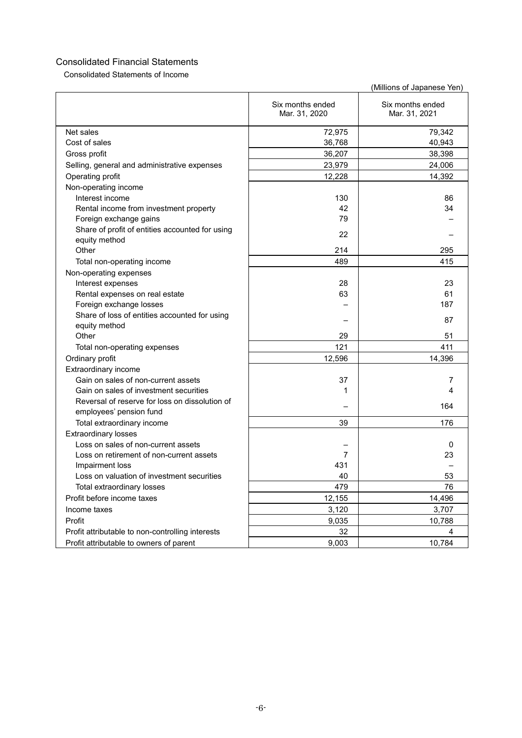# Consolidated Financial Statements

## Consolidated Statements of Income

(Millions of Japanese Yen)

| | Six months ended Mar. 31, 2020 | Six months ended Mar. 31, 2021 |
|---|---|---|
| Net sales | 72,975 | 79,342 |
| Cost of sales | 36,768 | 40,943 |
| Gross profit | 36,207 | 38,398 |
| Selling, general and administrative expenses | 23,979 | 24,006 |
| Operating profit | 12,228 | 14,392 |
| Non-operating income | | |
| Interest income | 130 | 86 |
| Rental income from investment property | 42 | 34 |
| Foreign exchange gains | 79 | – |
| Share of profit of entities accounted for using equity method | 22 | – |
| Other | 214 | 295 |
| Total non-operating income | 489 | 415 |
| Non-operating expenses | | |
| Interest expenses | 28 | 23 |
| Rental expenses on real estate | 63 | 61 |
| Foreign exchange losses | – | 187 |
| Share of loss of entities accounted for using equity method | – | 87 |
| Other | 29 | 51 |
| Total non-operating expenses | 121 | 411 |
| Ordinary profit | 12,596 | 14,396 |
| Extraordinary income | | |
| Gain on sales of non-current assets | 37 | 7 |
| Gain on sales of investment securities | 1 | 4 |
| Reversal of reserve for loss on dissolution of employees' pension fund | – | 164 |
| Total extraordinary income | 39 | 176 |
| Extraordinary losses | | |
| Loss on sales of non-current assets | – | 0 |
| Loss on retirement of non-current assets | 7 | 23 |
| Impairment loss | 431 | – |
| Loss on valuation of investment securities | 40 | 53 |
| Total extraordinary losses | 479 | 76 |
| Profit before income taxes | 12,155 | 14,496 |
| Income taxes | 3,120 | 3,707 |
| Profit | 9,035 | 10,788 |
| Profit attributable to non-controlling interests | 32 | 4 |
| Profit attributable to owners of parent | 9,003 | 10,784 |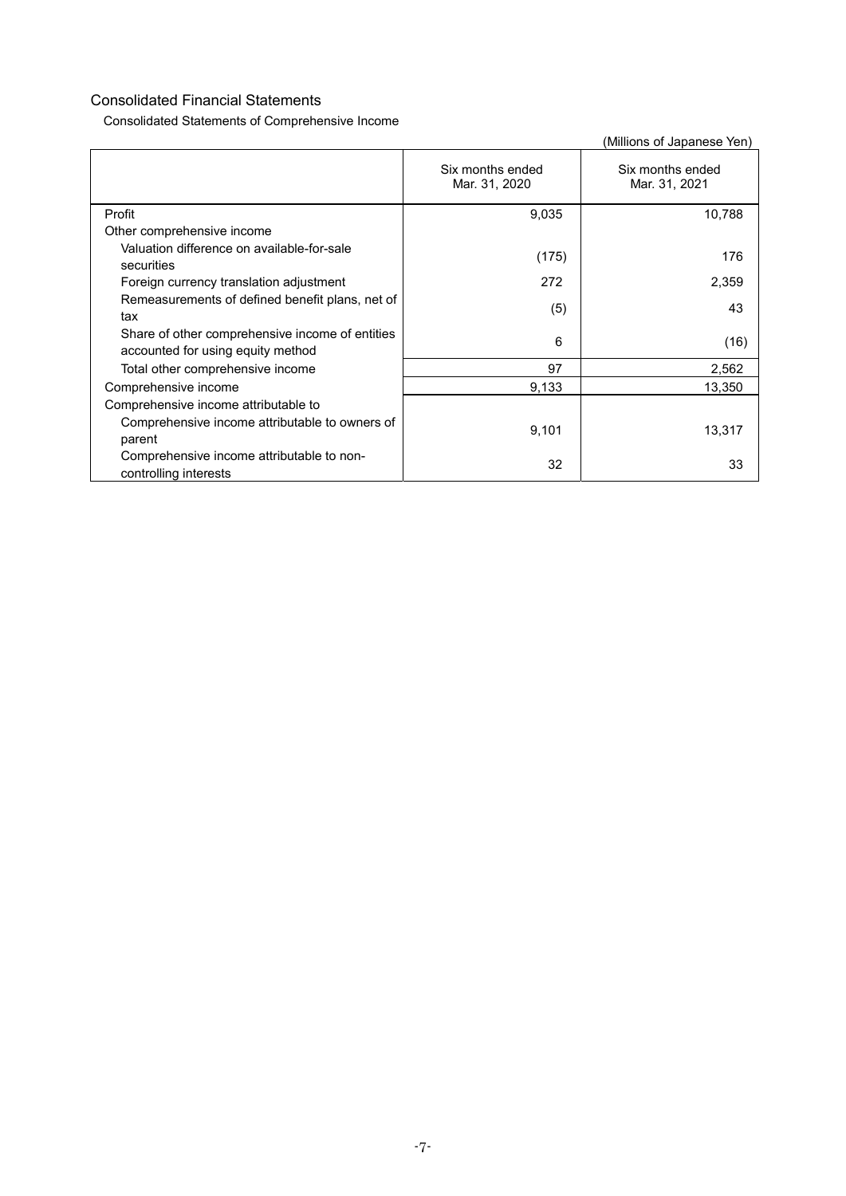## Consolidated Financial Statements

### Consolidated Statements of Comprehensive Income

(Millions of Japanese Yen)

| | Six months ended Mar. 31, 2020 | Six months ended Mar. 31, 2021 |
|---|---|---|
| Profit | 9,035 | 10,788 |
| Other comprehensive income | | |
| Valuation difference on available-for-sale securities | (175) | 176 |
| Foreign currency translation adjustment | 272 | 2,359 |
| Remeasurements of defined benefit plans, net of tax | (5) | 43 |
| Share of other comprehensive income of entities accounted for using equity method | 6 | (16) |
| Total other comprehensive income | 97 | 2,562 |
| Comprehensive income | 9,133 | 13,350 |
| Comprehensive income attributable to | | |
| Comprehensive income attributable to owners of parent | 9,101 | 13,317 |
| Comprehensive income attributable to non-controlling interests | 32 | 33 |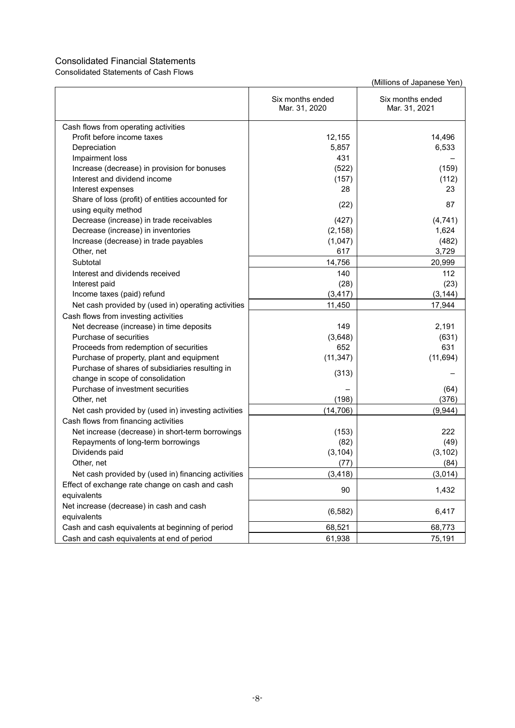# Consolidated Financial Statements

## Consolidated Statements of Cash Flows

(Millions of Japanese Yen)

| | Six months ended Mar. 31, 2020 | Six months ended Mar. 31, 2021 |
|---|---|---|
| Cash flows from operating activities | | |
| Profit before income taxes | 12,155 | 14,496 |
| Depreciation | 5,857 | 6,533 |
| Impairment loss | 431 | – |
| Increase (decrease) in provision for bonuses | (522) | (159) |
| Interest and dividend income | (157) | (112) |
| Interest expenses | 28 | 23 |
| Share of loss (profit) of entities accounted for using equity method | (22) | 87 |
| Decrease (increase) in trade receivables | (427) | (4,741) |
| Decrease (increase) in inventories | (2,158) | 1,624 |
| Increase (decrease) in trade payables | (1,047) | (482) |
| Other, net | 617 | 3,729 |
| Subtotal | 14,756 | 20,999 |
| Interest and dividends received | 140 | 112 |
| Interest paid | (28) | (23) |
| Income taxes (paid) refund | (3,417) | (3,144) |
| Net cash provided by (used in) operating activities | 11,450 | 17,944 |
| Cash flows from investing activities | | |
| Net decrease (increase) in time deposits | 149 | 2,191 |
| Purchase of securities | (3,648) | (631) |
| Proceeds from redemption of securities | 652 | 631 |
| Purchase of property, plant and equipment | (11,347) | (11,694) |
| Purchase of shares of subsidiaries resulting in change in scope of consolidation | (313) | – |
| Purchase of investment securities | – | (64) |
| Other, net | (198) | (376) |
| Net cash provided by (used in) investing activities | (14,706) | (9,944) |
| Cash flows from financing activities | | |
| Net increase (decrease) in short-term borrowings | (153) | 222 |
| Repayments of long-term borrowings | (82) | (49) |
| Dividends paid | (3,104) | (3,102) |
| Other, net | (77) | (84) |
| Net cash provided by (used in) financing activities | (3,418) | (3,014) |
| Effect of exchange rate change on cash and cash equivalents | 90 | 1,432 |
| Net increase (decrease) in cash and cash equivalents | (6,582) | 6,417 |
| Cash and cash equivalents at beginning of period | 68,521 | 68,773 |
| Cash and cash equivalents at end of period | 61,938 | 75,191 |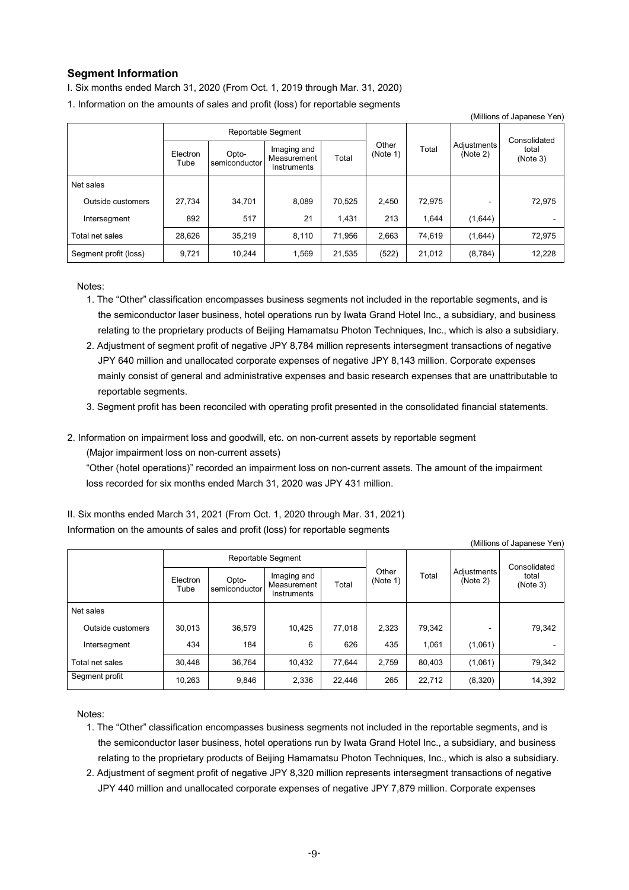## Segment Information

I. Six months ended March 31, 2020 (From Oct. 1, 2019 through Mar. 31, 2020)

1. Information on the amounts of sales and profit (loss) for reportable segments

(Millions of Japanese Yen)

| | Reportable Segment | | | | Other (Note 1) | Total | Adjustments (Note 2) | Consolidated total (Note 3) |
|---|---|---|---|---|---|---|---|---|
| | Electron Tube | Opto-semiconductor | Imaging and Measurement Instruments | Total | | | | |
| Net sales | | | | | | | | |
| Outside customers | 27,734 | 34,701 | 8,089 | 70,525 | 2,450 | 72,975 | - | 72,975 |
| Intersegment | 892 | 517 | 21 | 1,431 | 213 | 1,644 | (1,644) | - |
| Total net sales | 28,626 | 35,219 | 8,110 | 71,956 | 2,663 | 74,619 | (1,644) | 72,975 |
| Segment profit (loss) | 9,721 | 10,244 | 1,569 | 21,535 | (522) | 21,012 | (8,784) | 12,228 |

Notes:

1. The "Other" classification encompasses business segments not included in the reportable segments, and is the semiconductor laser business, hotel operations run by Iwata Grand Hotel Inc., a subsidiary, and business relating to the proprietary products of Beijing Hamamatsu Photon Techniques, Inc., which is also a subsidiary.
2. Adjustment of segment profit of negative JPY 8,784 million represents intersegment transactions of negative JPY 640 million and unallocated corporate expenses of negative JPY 8,143 million. Corporate expenses mainly consist of general and administrative expenses and basic research expenses that are unattributable to reportable segments.
3. Segment profit has been reconciled with operating profit presented in the consolidated financial statements.

2. Information on impairment loss and goodwill, etc. on non-current assets by reportable segment

(Major impairment loss on non-current assets)

"Other (hotel operations)" recorded an impairment loss on non-current assets. The amount of the impairment loss recorded for six months ended March 31, 2020 was JPY 431 million.

II. Six months ended March 31, 2021 (From Oct. 1, 2020 through Mar. 31, 2021)

Information on the amounts of sales and profit (loss) for reportable segments

(Millions of Japanese Yen)

| | Reportable Segment | | | | Other (Note 1) | Total | Adjustments (Note 2) | Consolidated total (Note 3) |
|---|---|---|---|---|---|---|---|---|
| | Electron Tube | Opto-semiconductor | Imaging and Measurement Instruments | Total | | | | |
| Net sales | | | | | | | | |
| Outside customers | 30,013 | 36,579 | 10,425 | 77,018 | 2,323 | 79,342 | - | 79,342 |
| Intersegment | 434 | 184 | 6 | 626 | 435 | 1,061 | (1,061) | - |
| Total net sales | 30,448 | 36,764 | 10,432 | 77,644 | 2,759 | 80,403 | (1,061) | 79,342 |
| Segment profit | 10,263 | 9,846 | 2,336 | 22,446 | 265 | 22,712 | (8,320) | 14,392 |

Notes:

1. The "Other" classification encompasses business segments not included in the reportable segments, and is the semiconductor laser business, hotel operations run by Iwata Grand Hotel Inc., a subsidiary, and business relating to the proprietary products of Beijing Hamamatsu Photon Techniques, Inc., which is also a subsidiary.
2. Adjustment of segment profit of negative JPY 8,320 million represents intersegment transactions of negative JPY 440 million and unallocated corporate expenses of negative JPY 7,879 million. Corporate expenses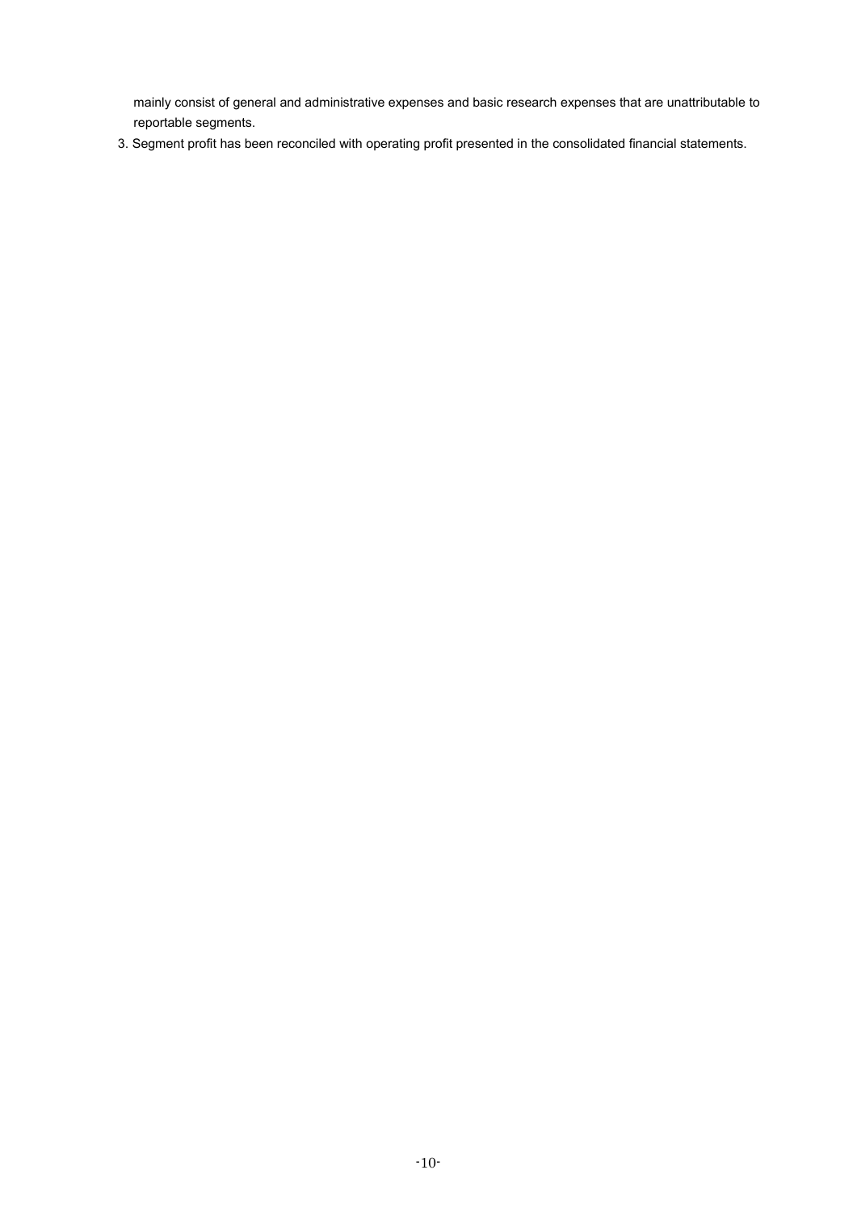mainly consist of general and administrative expenses and basic research expenses that are unattributable to reportable segments.

3. Segment profit has been reconciled with operating profit presented in the consolidated financial statements.